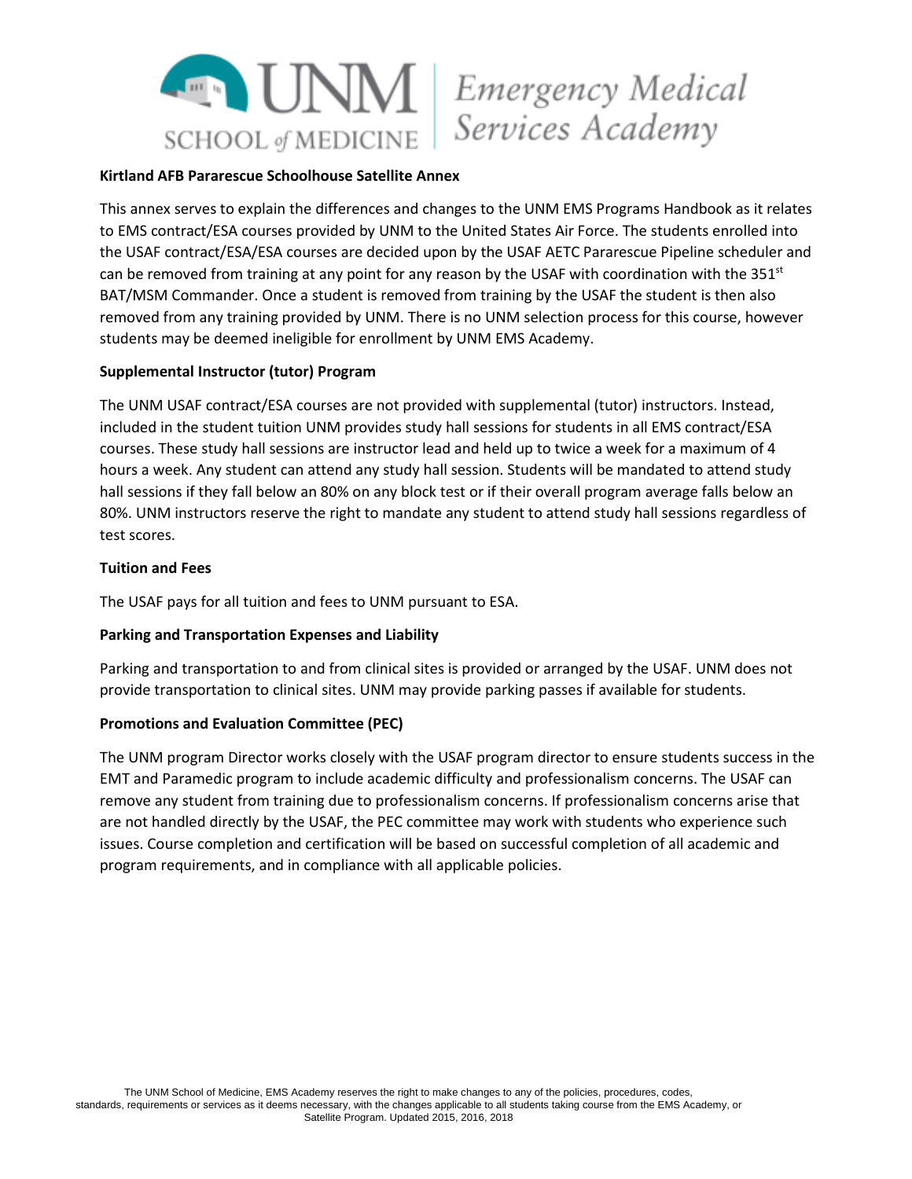UNM SCHOOL of MEDICINE | Emergency Medical Services Academy

**Kirtland AFB Pararescue Schoolhouse Satellite Annex**

This annex serves to explain the differences and changes to the UNM EMS Programs Handbook as it relates to EMS contract/ESA courses provided by UNM to the United States Air Force. The students enrolled into the USAF contract/ESA/ESA courses are decided upon by the USAF AETC Pararescue Pipeline scheduler and can be removed from training at any point for any reason by the USAF with coordination with the 351st BAT/MSM Commander. Once a student is removed from training by the USAF the student is then also removed from any training provided by UNM. There is no UNM selection process for this course, however students may be deemed ineligible for enrollment by UNM EMS Academy.

**Supplemental Instructor (tutor) Program**

The UNM USAF contract/ESA courses are not provided with supplemental (tutor) instructors. Instead, included in the student tuition UNM provides study hall sessions for students in all EMS contract/ESA courses. These study hall sessions are instructor lead and held up to twice a week for a maximum of 4 hours a week. Any student can attend any study hall session. Students will be mandated to attend study hall sessions if they fall below an 80% on any block test or if their overall program average falls below an 80%. UNM instructors reserve the right to mandate any student to attend study hall sessions regardless of test scores.

**Tuition and Fees**

The USAF pays for all tuition and fees to UNM pursuant to ESA.

**Parking and Transportation Expenses and Liability**

Parking and transportation to and from clinical sites is provided or arranged by the USAF. UNM does not provide transportation to clinical sites. UNM may provide parking passes if available for students.

**Promotions and Evaluation Committee (PEC)**

The UNM program Director works closely with the USAF program director to ensure students success in the EMT and Paramedic program to include academic difficulty and professionalism concerns. The USAF can remove any student from training due to professionalism concerns. If professionalism concerns arise that are not handled directly by the USAF, the PEC committee may work with students who experience such issues. Course completion and certification will be based on successful completion of all academic and program requirements, and in compliance with all applicable policies.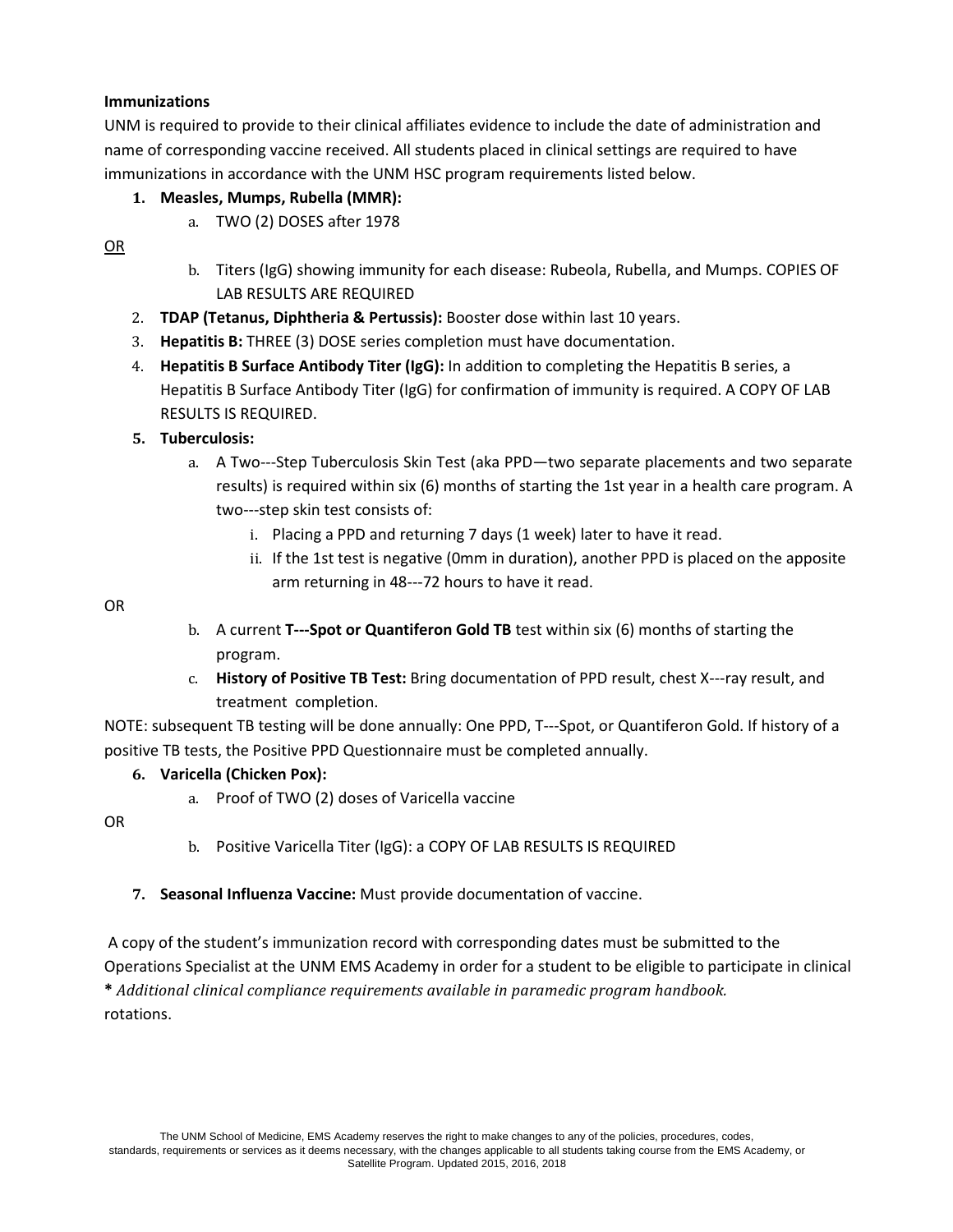**Immunizations**

UNM is required to provide to their clinical affiliates evidence to include the date of administration and name of corresponding vaccine received. All students placed in clinical settings are required to have immunizations in accordance with the UNM HSC program requirements listed below.

1. **Measles, Mumps, Rubella (MMR):**
   a. TWO (2) DOSES after 1978

OR

   b. Titers (IgG) showing immunity for each disease: Rubeola, Rubella, and Mumps. COPIES OF LAB RESULTS ARE REQUIRED

2. **TDAP (Tetanus, Diphtheria & Pertussis):** Booster dose within last 10 years.
3. **Hepatitis B:** THREE (3) DOSE series completion must have documentation.
4. **Hepatitis B Surface Antibody Titer (IgG):** In addition to completing the Hepatitis B series, a Hepatitis B Surface Antibody Titer (IgG) for confirmation of immunity is required. A COPY OF LAB RESULTS IS REQUIRED.
5. **Tuberculosis:**
   a. A Two---Step Tuberculosis Skin Test (aka PPD—two separate placements and two separate results) is required within six (6) months of starting the 1st year in a health care program. A two---step skin test consists of:
      i. Placing a PPD and returning 7 days (1 week) later to have it read.
      ii. If the 1st test is negative (0mm in duration), another PPD is placed on the apposite arm returning in 48---72 hours to have it read.

OR

   b. A current **T---Spot or Quantiferon Gold TB** test within six (6) months of starting the program.
   c. **History of Positive TB Test:** Bring documentation of PPD result, chest X---ray result, and treatment completion.

NOTE: subsequent TB testing will be done annually: One PPD, T---Spot, or Quantiferon Gold. If history of a positive TB tests, the Positive PPD Questionnaire must be completed annually.

6. **Varicella (Chicken Pox):**
   a. Proof of TWO (2) doses of Varicella vaccine

OR

   b. Positive Varicella Titer (IgG): a COPY OF LAB RESULTS IS REQUIRED

7. **Seasonal Influenza Vaccine:** Must provide documentation of vaccine.

A copy of the student's immunization record with corresponding dates must be submitted to the Operations Specialist at the UNM EMS Academy in order for a student to be eligible to participate in clinical rotations.

**\*** *Additional clinical compliance requirements available in paramedic program handbook.*

The UNM School of Medicine, EMS Academy reserves the right to make changes to any of the policies, procedures, codes, standards, requirements or services as it deems necessary, with the changes applicable to all students taking course from the EMS Academy, or Satellite Program. Updated 2015, 2016, 2018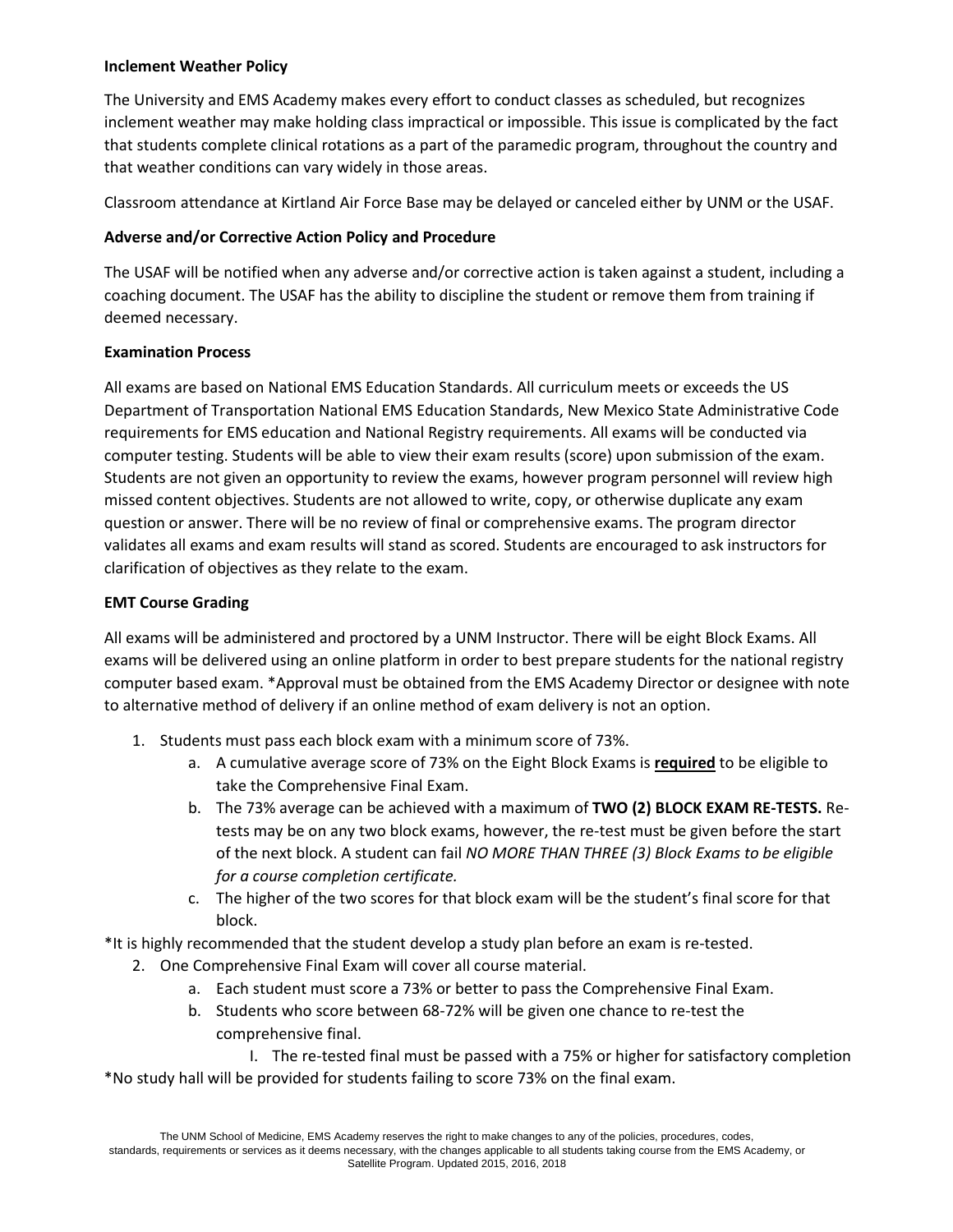**Inclement Weather Policy**

The University and EMS Academy makes every effort to conduct classes as scheduled, but recognizes inclement weather may make holding class impractical or impossible. This issue is complicated by the fact that students complete clinical rotations as a part of the paramedic program, throughout the country and that weather conditions can vary widely in those areas.

Classroom attendance at Kirtland Air Force Base may be delayed or canceled either by UNM or the USAF.

**Adverse and/or Corrective Action Policy and Procedure**

The USAF will be notified when any adverse and/or corrective action is taken against a student, including a coaching document. The USAF has the ability to discipline the student or remove them from training if deemed necessary.

**Examination Process**

All exams are based on National EMS Education Standards. All curriculum meets or exceeds the US Department of Transportation National EMS Education Standards, New Mexico State Administrative Code requirements for EMS education and National Registry requirements. All exams will be conducted via computer testing. Students will be able to view their exam results (score) upon submission of the exam. Students are not given an opportunity to review the exams, however program personnel will review high missed content objectives. Students are not allowed to write, copy, or otherwise duplicate any exam question or answer. There will be no review of final or comprehensive exams. The program director validates all exams and exam results will stand as scored. Students are encouraged to ask instructors for clarification of objectives as they relate to the exam.

**EMT Course Grading**

All exams will be administered and proctored by a UNM Instructor. There will be eight Block Exams. All exams will be delivered using an online platform in order to best prepare students for the national registry computer based exam. *Approval must be obtained from the EMS Academy Director or designee with note to alternative method of delivery if an online method of exam delivery is not an option.

1. Students must pass each block exam with a minimum score of 73%.
   a. A cumulative average score of 73% on the Eight Block Exams is **required** to be eligible to take the Comprehensive Final Exam.
   b. The 73% average can be achieved with a maximum of **TWO (2) BLOCK EXAM RE-TESTS.** Re-tests may be on any two block exams, however, the re-test must be given before the start of the next block. A student can fail *NO MORE THAN THREE (3) Block Exams to be eligible for a course completion certificate.*
   c. The higher of the two scores for that block exam will be the student's final score for that block.

*It is highly recommended that the student develop a study plan before an exam is re-tested.

2. One Comprehensive Final Exam will cover all course material.
   a. Each student must score a 73% or better to pass the Comprehensive Final Exam.
   b. Students who score between 68-72% will be given one chance to re-test the comprehensive final.
      I. The re-tested final must be passed with a 75% or higher for satisfactory completion

*No study hall will be provided for students failing to score 73% on the final exam.

The UNM School of Medicine, EMS Academy reserves the right to make changes to any of the policies, procedures, codes, standards, requirements or services as it deems necessary, with the changes applicable to all students taking course from the EMS Academy, or Satellite Program. Updated 2015, 2016, 2018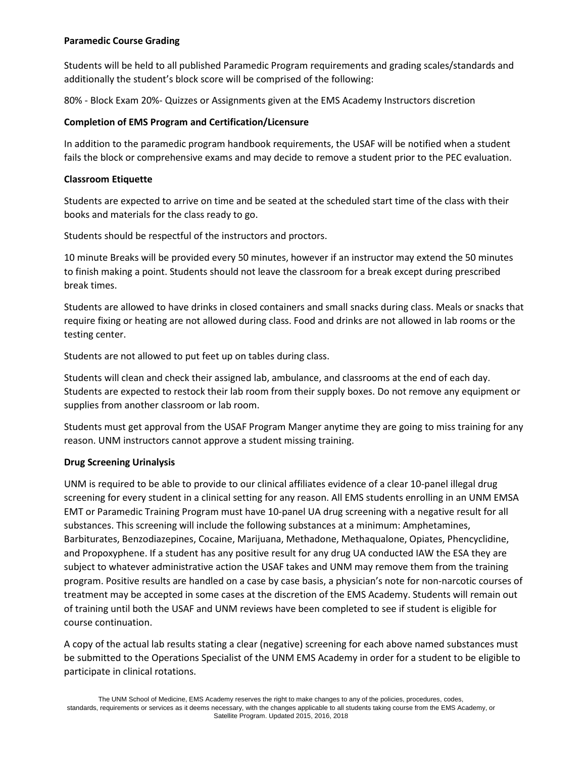**Paramedic Course Grading**

Students will be held to all published Paramedic Program requirements and grading scales/standards and additionally the student's block score will be comprised of the following:

80% - Block Exam 20%- Quizzes or Assignments given at the EMS Academy Instructors discretion

**Completion of EMS Program and Certification/Licensure**

In addition to the paramedic program handbook requirements, the USAF will be notified when a student fails the block or comprehensive exams and may decide to remove a student prior to the PEC evaluation.

**Classroom Etiquette**

Students are expected to arrive on time and be seated at the scheduled start time of the class with their books and materials for the class ready to go.

Students should be respectful of the instructors and proctors.

10 minute Breaks will be provided every 50 minutes, however if an instructor may extend the 50 minutes to finish making a point. Students should not leave the classroom for a break except during prescribed break times.

Students are allowed to have drinks in closed containers and small snacks during class. Meals or snacks that require fixing or heating are not allowed during class. Food and drinks are not allowed in lab rooms or the testing center.

Students are not allowed to put feet up on tables during class.

Students will clean and check their assigned lab, ambulance, and classrooms at the end of each day. Students are expected to restock their lab room from their supply boxes. Do not remove any equipment or supplies from another classroom or lab room.

Students must get approval from the USAF Program Manger anytime they are going to miss training for any reason. UNM instructors cannot approve a student missing training.

**Drug Screening Urinalysis**

UNM is required to be able to provide to our clinical affiliates evidence of a clear 10-panel illegal drug screening for every student in a clinical setting for any reason. All EMS students enrolling in an UNM EMSA EMT or Paramedic Training Program must have 10-panel UA drug screening with a negative result for all substances. This screening will include the following substances at a minimum: Amphetamines, Barbiturates, Benzodiazepines, Cocaine, Marijuana, Methadone, Methaqualone, Opiates, Phencyclidine, and Propoxyphene. If a student has any positive result for any drug UA conducted IAW the ESA they are subject to whatever administrative action the USAF takes and UNM may remove them from the training program. Positive results are handled on a case by case basis, a physician's note for non-narcotic courses of treatment may be accepted in some cases at the discretion of the EMS Academy. Students will remain out of training until both the USAF and UNM reviews have been completed to see if student is eligible for course continuation.

A copy of the actual lab results stating a clear (negative) screening for each above named substances must be submitted to the Operations Specialist of the UNM EMS Academy in order for a student to be eligible to participate in clinical rotations.

The UNM School of Medicine, EMS Academy reserves the right to make changes to any of the policies, procedures, codes, standards, requirements or services as it deems necessary, with the changes applicable to all students taking course from the EMS Academy, or Satellite Program. Updated 2015, 2016, 2018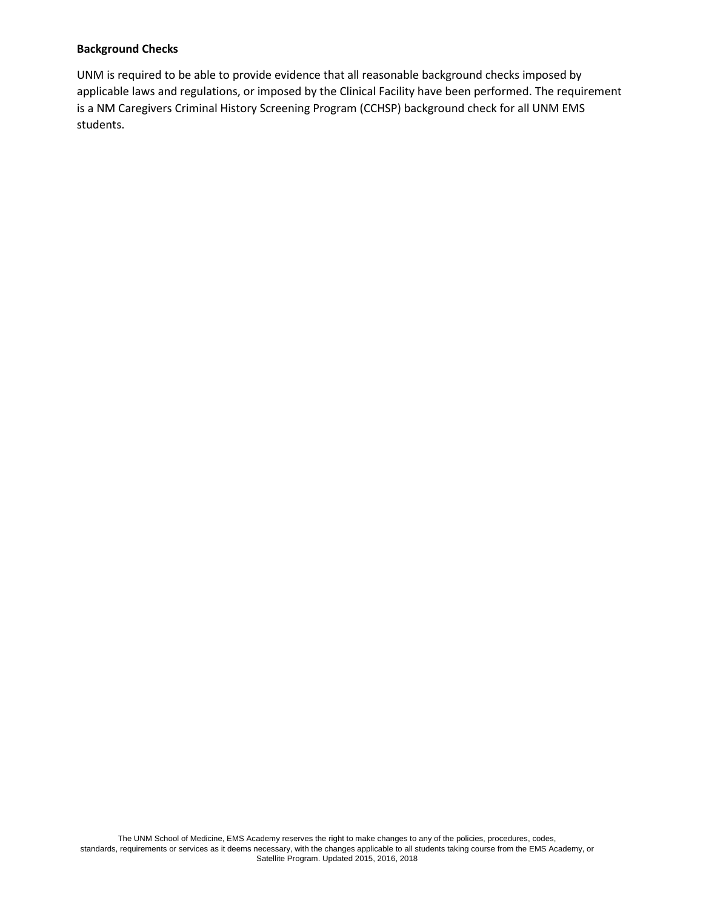**Background Checks**

UNM is required to be able to provide evidence that all reasonable background checks imposed by applicable laws and regulations, or imposed by the Clinical Facility have been performed. The requirement is a NM Caregivers Criminal History Screening Program (CCHSP) background check for all UNM EMS students.